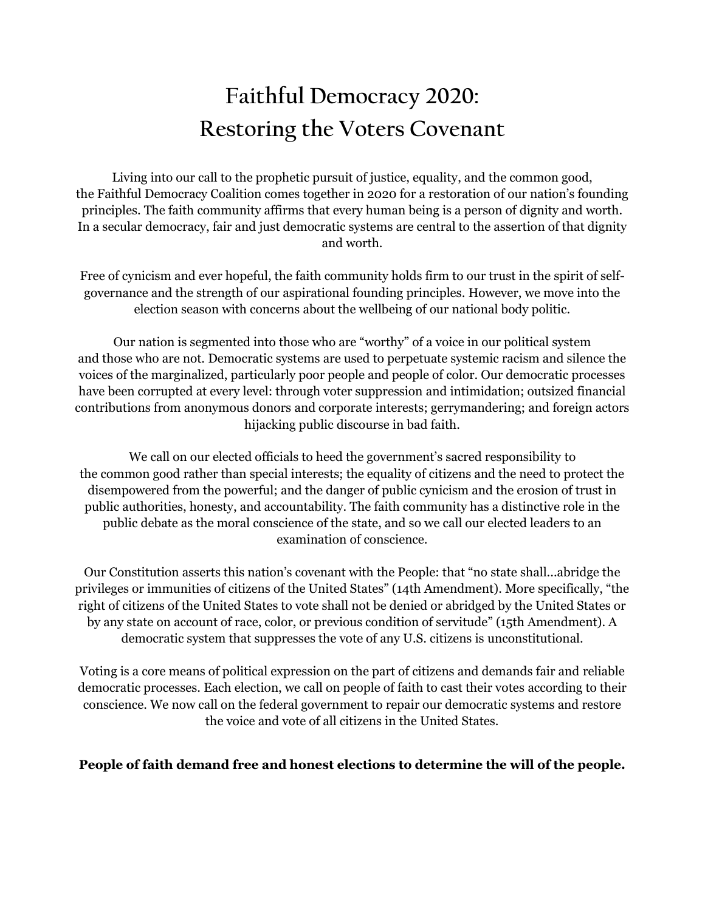# Faithful Democracy 2020:
# Restoring the Voters Covenant

Living into our call to the prophetic pursuit of justice, equality, and the common good, the Faithful Democracy Coalition comes together in 2020 for a restoration of our nation's founding principles. The faith community affirms that every human being is a person of dignity and worth. In a secular democracy, fair and just democratic systems are central to the assertion of that dignity and worth.

Free of cynicism and ever hopeful, the faith community holds firm to our trust in the spirit of self-governance and the strength of our aspirational founding principles. However, we move into the election season with concerns about the wellbeing of our national body politic.

Our nation is segmented into those who are "worthy" of a voice in our political system and those who are not. Democratic systems are used to perpetuate systemic racism and silence the voices of the marginalized, particularly poor people and people of color. Our democratic processes have been corrupted at every level: through voter suppression and intimidation; outsized financial contributions from anonymous donors and corporate interests; gerrymandering; and foreign actors hijacking public discourse in bad faith.

We call on our elected officials to heed the government's sacred responsibility to the common good rather than special interests; the equality of citizens and the need to protect the disempowered from the powerful; and the danger of public cynicism and the erosion of trust in public authorities, honesty, and accountability. The faith community has a distinctive role in the public debate as the moral conscience of the state, and so we call our elected leaders to an examination of conscience.

Our Constitution asserts this nation's covenant with the People: that "no state shall...abridge the privileges or immunities of citizens of the United States" (14th Amendment). More specifically, "the right of citizens of the United States to vote shall not be denied or abridged by the United States or by any state on account of race, color, or previous condition of servitude" (15th Amendment). A democratic system that suppresses the vote of any U.S. citizens is unconstitutional.

Voting is a core means of political expression on the part of citizens and demands fair and reliable democratic processes. Each election, we call on people of faith to cast their votes according to their conscience. We now call on the federal government to repair our democratic systems and restore the voice and vote of all citizens in the United States.

**People of faith demand free and honest elections to determine the will of the people.**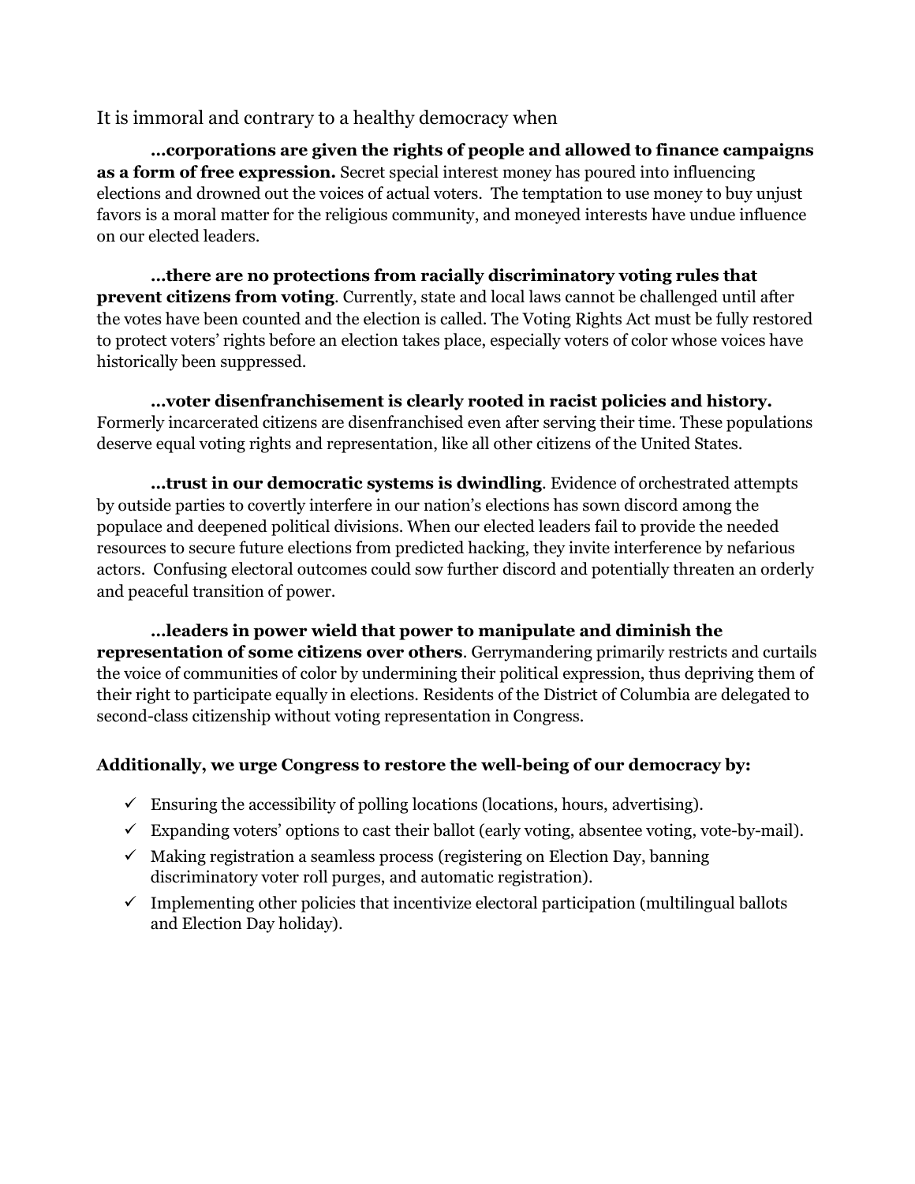It is immoral and contrary to a healthy democracy when

**…corporations are given the rights of people and allowed to finance campaigns as a form of free expression.** Secret special interest money has poured into influencing elections and drowned out the voices of actual voters. The temptation to use money to buy unjust favors is a moral matter for the religious community, and moneyed interests have undue influence on our elected leaders.

**…there are no protections from racially discriminatory voting rules that prevent citizens from voting**. Currently, state and local laws cannot be challenged until after the votes have been counted and the election is called. The Voting Rights Act must be fully restored to protect voters' rights before an election takes place, especially voters of color whose voices have historically been suppressed.

**…voter disenfranchisement is clearly rooted in racist policies and history.** Formerly incarcerated citizens are disenfranchised even after serving their time. These populations deserve equal voting rights and representation, like all other citizens of the United States.

**…trust in our democratic systems is dwindling**. Evidence of orchestrated attempts by outside parties to covertly interfere in our nation's elections has sown discord among the populace and deepened political divisions. When our elected leaders fail to provide the needed resources to secure future elections from predicted hacking, they invite interference by nefarious actors. Confusing electoral outcomes could sow further discord and potentially threaten an orderly and peaceful transition of power.

**…leaders in power wield that power to manipulate and diminish the representation of some citizens over others**. Gerrymandering primarily restricts and curtails the voice of communities of color by undermining their political expression, thus depriving them of their right to participate equally in elections. Residents of the District of Columbia are delegated to second-class citizenship without voting representation in Congress.

**Additionally, we urge Congress to restore the well-being of our democracy by:**

- ✓ Ensuring the accessibility of polling locations (locations, hours, advertising).
- ✓ Expanding voters' options to cast their ballot (early voting, absentee voting, vote-by-mail).
- ✓ Making registration a seamless process (registering on Election Day, banning discriminatory voter roll purges, and automatic registration).
- ✓ Implementing other policies that incentivize electoral participation (multilingual ballots and Election Day holiday).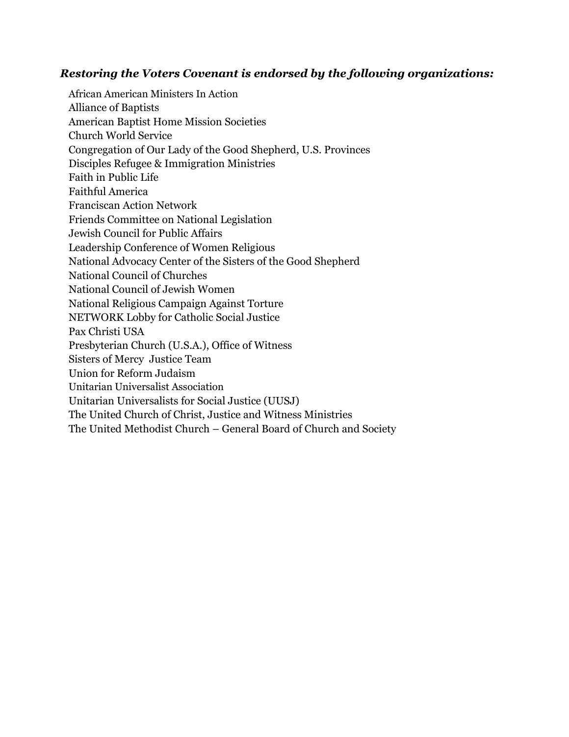***Restoring the Voters Covenant is endorsed by the following organizations:***

African American Ministers In Action
Alliance of Baptists
American Baptist Home Mission Societies
Church World Service
Congregation of Our Lady of the Good Shepherd, U.S. Provinces
Disciples Refugee & Immigration Ministries
Faith in Public Life
Faithful America
Franciscan Action Network
Friends Committee on National Legislation
Jewish Council for Public Affairs
Leadership Conference of Women Religious
National Advocacy Center of the Sisters of the Good Shepherd
National Council of Churches
National Council of Jewish Women
National Religious Campaign Against Torture
NETWORK Lobby for Catholic Social Justice
Pax Christi USA
Presbyterian Church (U.S.A.), Office of Witness
Sisters of Mercy Justice Team
Union for Reform Judaism
Unitarian Universalist Association
Unitarian Universalists for Social Justice (UUSJ)
The United Church of Christ, Justice and Witness Ministries
The United Methodist Church – General Board of Church and Society